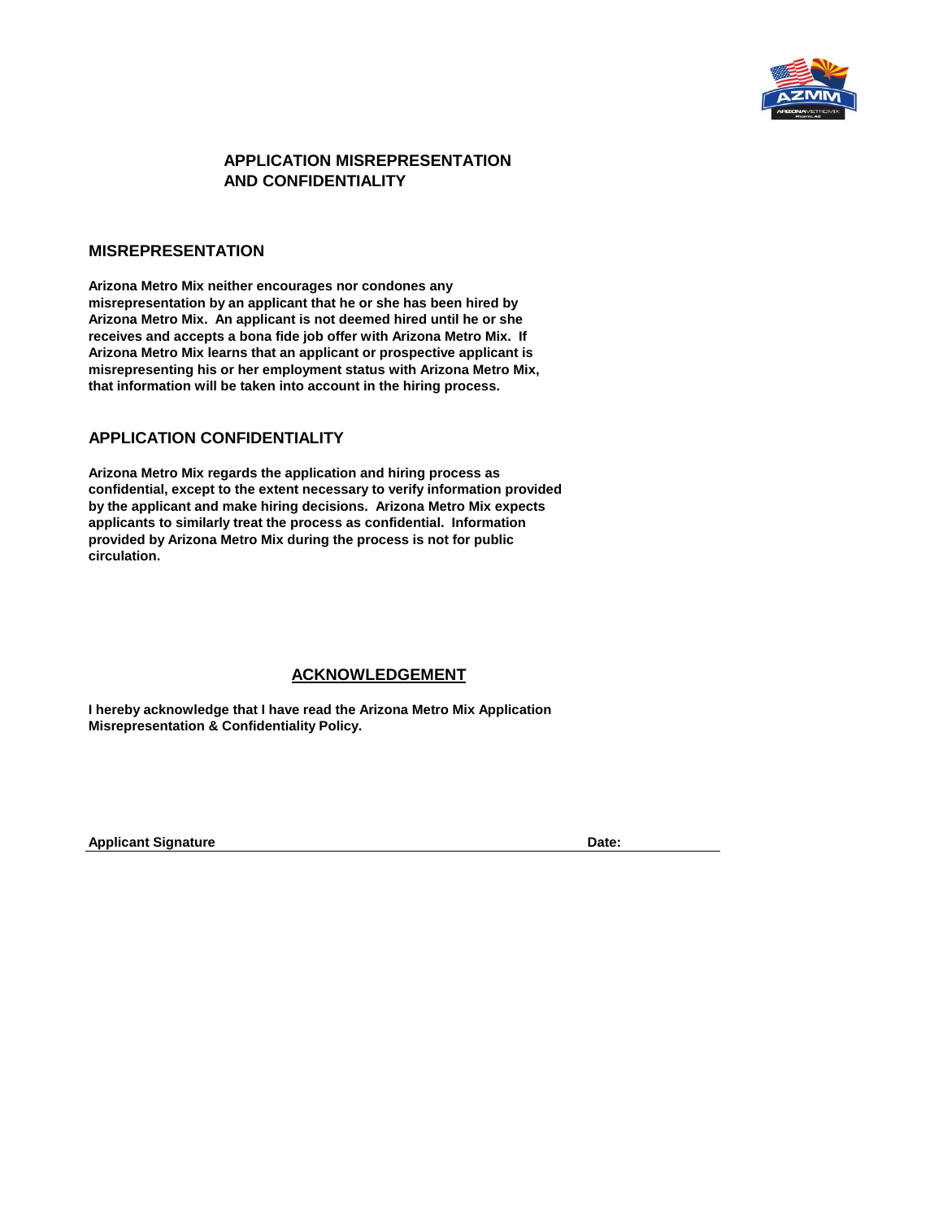# APPLICATION MISREPRESENTATION AND CONFIDENTIALITY

## MISREPRESENTATION

**Arizona Metro Mix neither encourages nor condones any misrepresentation by an applicant that he or she has been hired by Arizona Metro Mix. An applicant is not deemed hired until he or she receives and accepts a bona fide job offer with Arizona Metro Mix. If Arizona Metro Mix learns that an applicant or prospective applicant is misrepresenting his or her employment status with Arizona Metro Mix, that information will be taken into account in the hiring process.**

## APPLICATION CONFIDENTIALITY

**Arizona Metro Mix regards the application and hiring process as confidential, except to the extent necessary to verify information provided by the applicant and make hiring decisions. Arizona Metro Mix expects applicants to similarly treat the process as confidential. Information provided by Arizona Metro Mix during the process is not for public circulation.**

## ACKNOWLEDGEMENT

**I hereby acknowledge that I have read the Arizona Metro Mix Application Misrepresentation & Confidentiality Policy.**

**Applicant Signature** ______________________________ **Date:** ____________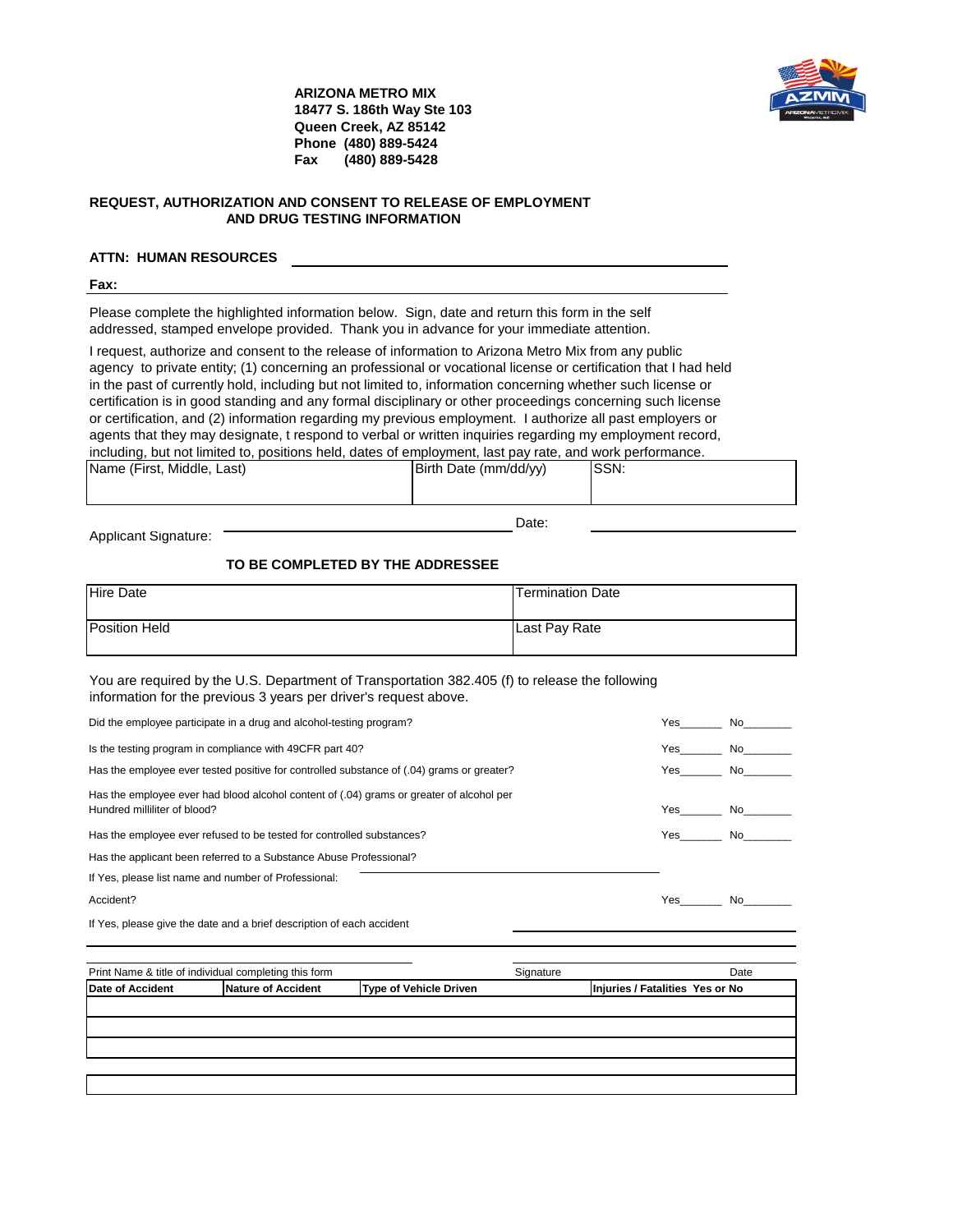**ARIZONA METRO MIX**
**18477 S. 186th Way Ste 103**
**Queen Creek, AZ 85142**
**Phone (480) 889-5424**
**Fax (480) 889-5428**

## REQUEST, AUTHORIZATION AND CONSENT TO RELEASE OF EMPLOYMENT AND DRUG TESTING INFORMATION

**ATTN: HUMAN RESOURCES** ______________________________

**Fax:** ______________________________

Please complete the highlighted information below. Sign, date and return this form in the self addressed, stamped envelope provided. Thank you in advance for your immediate attention.

I request, authorize and consent to the release of information to Arizona Metro Mix from any public agency to private entity; (1) concerning an professional or vocational license or certification that I had held in the past of currently hold, including but not limited to, information concerning whether such license or certification is in good standing and any formal disciplinary or other proceedings concerning such license or certification, and (2) information regarding my previous employment. I authorize all past employers or agents that they may designate, t respond to verbal or written inquiries regarding my employment record, including, but not limited to, positions held, dates of employment, last pay rate, and work performance.

| Name (First, Middle, Last) | Birth Date (mm/dd/yy) | SSN: |
|---|---|---|
| | | |

Applicant Signature: ______________________________ Date: ______________

### TO BE COMPLETED BY THE ADDRESSEE

| Hire Date | Termination Date |
|---|---|
| **Position Held** | **Last Pay Rate** |

You are required by the U.S. Department of Transportation 382.405 (f) to release the following information for the previous 3 years per driver's request above.

| | | |
|---|---|---|
| Did the employee participate in a drug and alcohol-testing program? | Yes_______ | No________ |
| Is the testing program in compliance with 49CFR part 40? | Yes_______ | No________ |
| Has the employee ever tested positive for controlled substance of (.04) grams or greater? | Yes_______ | No________ |
| Has the employee ever had blood alcohol content of (.04) grams or greater of alcohol per Hundred milliliter of blood? | Yes_______ | No________ |
| Has the employee ever refused to be tested for controlled substances? | Yes_______ | No________ |
| Has the applicant been referred to a Substance Abuse Professional? | | |
| If Yes, please list name and number of Professional: ______________________________ | | |
| Accident? | Yes_______ | No________ |

If Yes, please give the date and a brief description of each accident ______________________________

______________________________

Print Name & title of individual completing this form ______________ Signature ______________ Date ______________

| Date of Accident | Nature of Accident | Type of Vehicle Driven | Injuries / Fatalities Yes or No |
|---|---|---|---|
| | | | |
| | | | |
| | | | |
| | | | |
| | | | |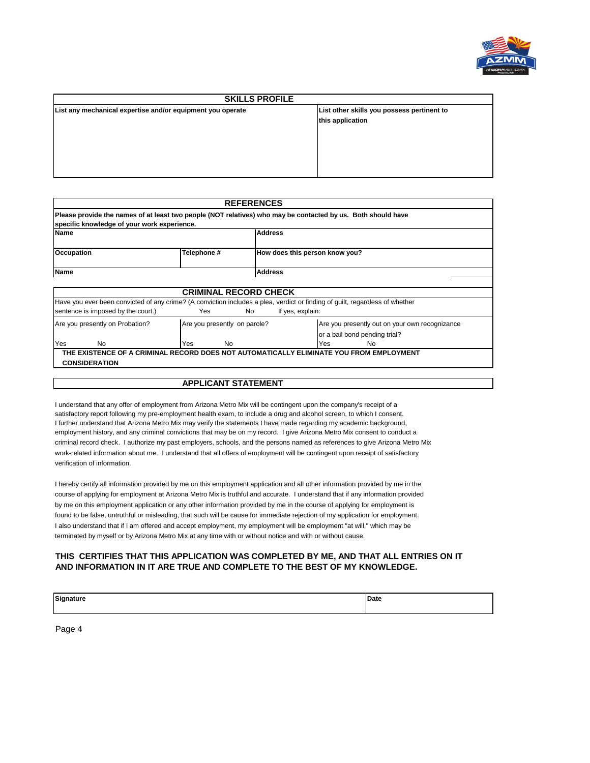## SKILLS PROFILE

| List any mechanical expertise and/or equipment you operate | List other skills you possess pertinent to this application |
|---|---|
| | |

## REFERENCES

**Please provide the names of at least two people (NOT relatives) who may be contacted by us. Both should have specific knowledge of your work experience.**

| Name | | Address |
|---|---|---|
| **Occupation** | **Telephone #** | **How does this person know you?** |
| **Name** | | **Address** |

## CRIMINAL RECORD CHECK

Have you ever been convicted of any crime? (A conviction includes a plea, verdict or finding of guilt, regardless of whether sentence is imposed by the court.) Yes No If yes, explain:

| Are you presently on Probation? | Are you presently on parole? | Are you presently out on your own recognizance or a bail bond pending trial? |
|---|---|---|
| Yes No | Yes No | Yes No |

**THE EXISTENCE OF A CRIMINAL RECORD DOES NOT AUTOMATICALLY ELIMINATE YOU FROM EMPLOYMENT CONSIDERATION**

## APPLICANT STATEMENT

I understand that any offer of employment from Arizona Metro Mix will be contingent upon the company's receipt of a satisfactory report following my pre-employment health exam, to include a drug and alcohol screen, to which I consent. I further understand that Arizona Metro Mix may verify the statements I have made regarding my academic background, employment history, and any criminal convictions that may be on my record. I give Arizona Metro Mix consent to conduct a criminal record check. I authorize my past employers, schools, and the persons named as references to give Arizona Metro Mix work-related information about me. I understand that all offers of employment will be contingent upon receipt of satisfactory verification of information.

I hereby certify all information provided by me on this employment application and all other information provided by me in the course of applying for employment at Arizona Metro Mix is truthful and accurate. I understand that if any information provided by me on this employment application or any other information provided by me in the course of applying for employment is found to be false, untruthful or misleading, that such will be cause for immediate rejection of my application for employment. I also understand that if I am offered and accept employment, my employment will be employment "at will," which may be terminated by myself or by Arizona Metro Mix at any time with or without notice and with or without cause.

**THIS CERTIFIES THAT THIS APPLICATION WAS COMPLETED BY ME, AND THAT ALL ENTRIES ON IT AND INFORMATION IN IT ARE TRUE AND COMPLETE TO THE BEST OF MY KNOWLEDGE.**

| Signature | Date |
|---|---|
| | |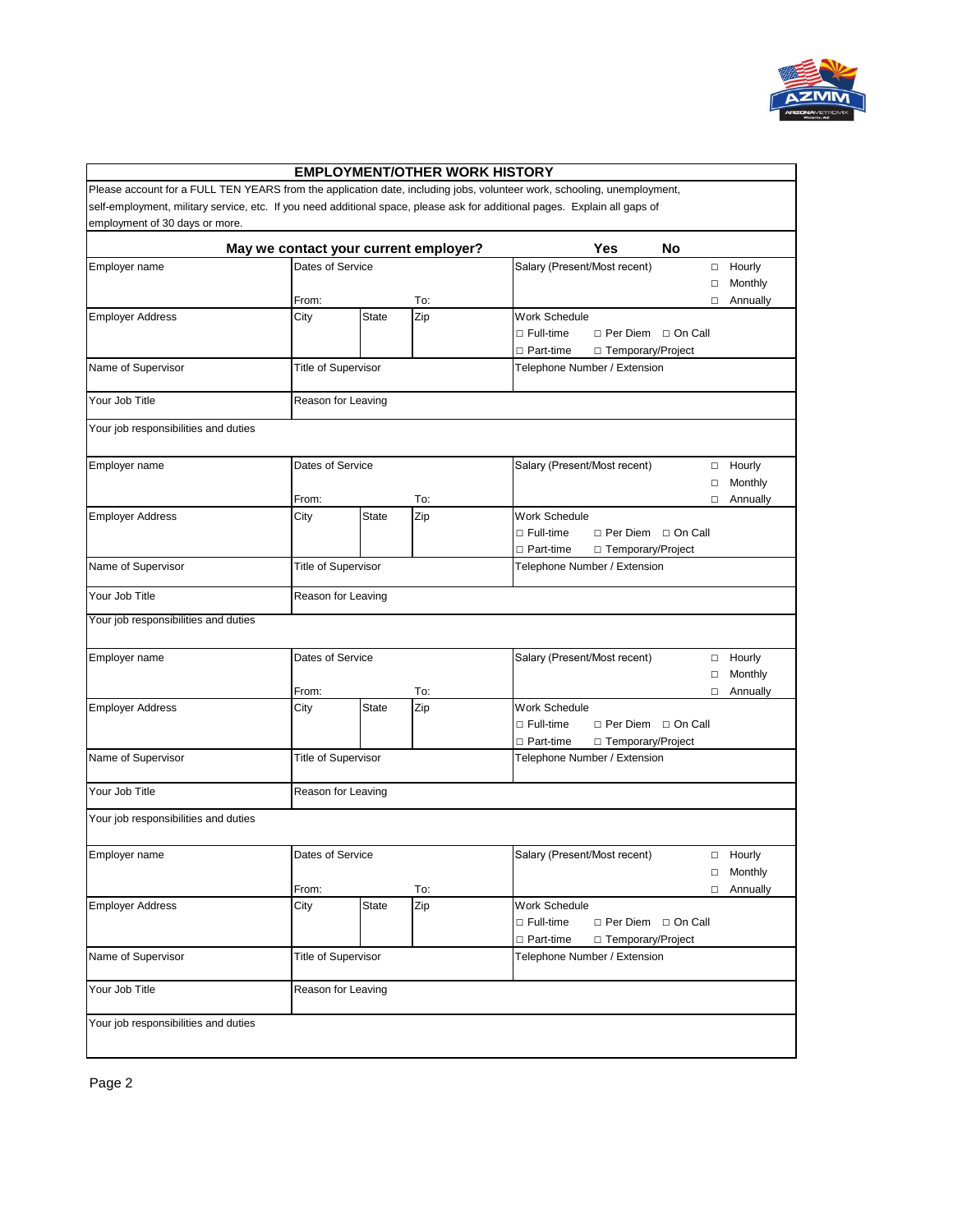## EMPLOYMENT/OTHER WORK HISTORY

Please account for a FULL TEN YEARS from the application date, including jobs, volunteer work, schooling, unemployment, self-employment, military service, etc. If you need additional space, please ask for additional pages. Explain all gaps of employment of 30 days or more.

**May we contact your current employer?** **Yes** **No**

| Employer name | Dates of Service<br>From: To: | | | Salary (Present/Most recent) | □ Hourly<br>□ Monthly<br>□ Annually |
|---|---|---|---|---|---|
| Employer Address | City | State | Zip | Work Schedule<br>□ Full-time □ Per Diem □ On Call<br>□ Part-time □ Temporary/Project | |
| Name of Supervisor | Title of Supervisor | | | Telephone Number / Extension | |
| Your Job Title | Reason for Leaving | | | | |
| Your job responsibilities and duties | | | | | |

| Employer name | Dates of Service<br>From: To: | | | Salary (Present/Most recent) | □ Hourly<br>□ Monthly<br>□ Annually |
|---|---|---|---|---|---|
| Employer Address | City | State | Zip | Work Schedule<br>□ Full-time □ Per Diem □ On Call<br>□ Part-time □ Temporary/Project | |
| Name of Supervisor | Title of Supervisor | | | Telephone Number / Extension | |
| Your Job Title | Reason for Leaving | | | | |
| Your job responsibilities and duties | | | | | |

| Employer name | Dates of Service<br>From: To: | | | Salary (Present/Most recent) | □ Hourly<br>□ Monthly<br>□ Annually |
|---|---|---|---|---|---|
| Employer Address | City | State | Zip | Work Schedule<br>□ Full-time □ Per Diem □ On Call<br>□ Part-time □ Temporary/Project | |
| Name of Supervisor | Title of Supervisor | | | Telephone Number / Extension | |
| Your Job Title | Reason for Leaving | | | | |
| Your job responsibilities and duties | | | | | |

| Employer name | Dates of Service<br>From: To: | | | Salary (Present/Most recent) | □ Hourly<br>□ Monthly<br>□ Annually |
|---|---|---|---|---|---|
| Employer Address | City | State | Zip | Work Schedule<br>□ Full-time □ Per Diem □ On Call<br>□ Part-time □ Temporary/Project | |
| Name of Supervisor | Title of Supervisor | | | Telephone Number / Extension | |
| Your Job Title | Reason for Leaving | | | | |
| Your job responsibilities and duties | | | | | |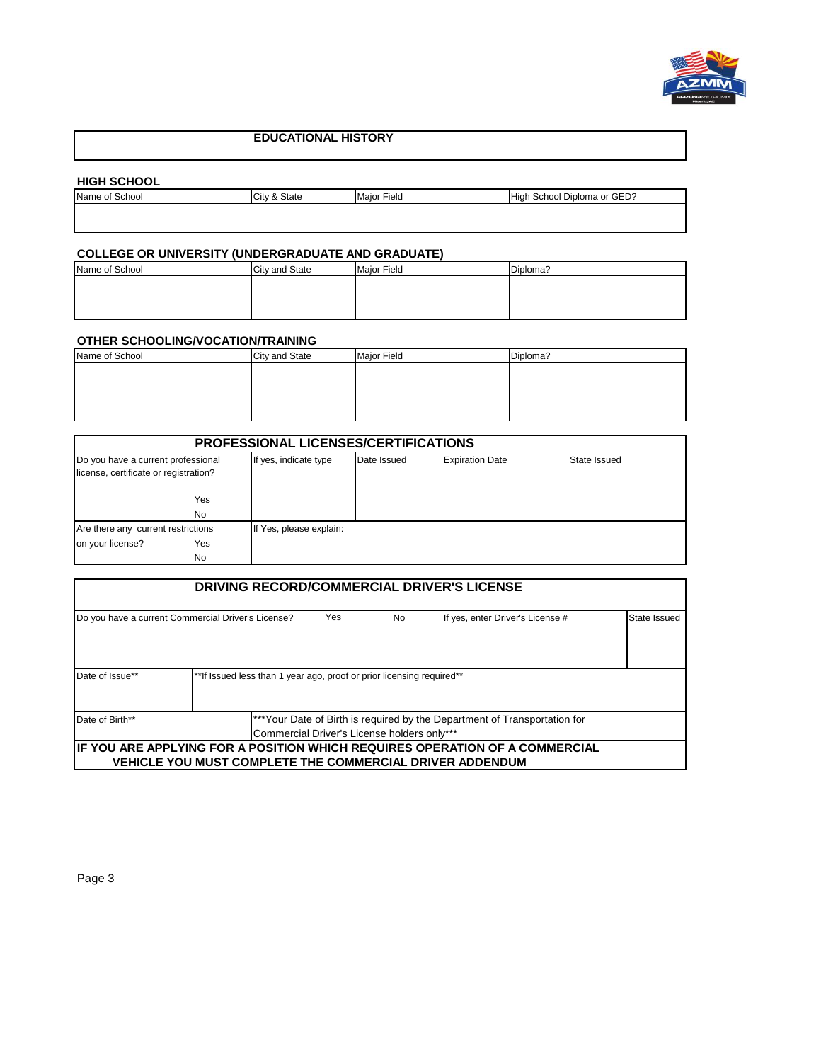## EDUCATIONAL HISTORY

### HIGH SCHOOL

| Name of School | City & State | Major Field | High School Diploma or GED? |
|---|---|---|---|
| | | | |

### COLLEGE OR UNIVERSITY (UNDERGRADUATE AND GRADUATE)

| Name of School | City and State | Major Field | Diploma? |
|---|---|---|---|
| | | | |

### OTHER SCHOOLING/VOCATION/TRAINING

| Name of School | City and State | Major Field | Diploma? |
|---|---|---|---|
| | | | |

## PROFESSIONAL LICENSES/CERTIFICATIONS

| Do you have a current professional license, certificate or registration? | If yes, indicate type | Date Issued | Expiration Date | State Issued |
|---|---|---|---|---|
| Yes | | | | |
| No | | | | |
| Are there any current restrictions on your license? Yes / No | If Yes, please explain: | | | |

## DRIVING RECORD/COMMERCIAL DRIVER'S LICENSE

| Do you have a current Commercial Driver's License? | Yes | No | If yes, enter Driver's License # | State Issued |
|---|---|---|---|---|
| | | | | |
| Date of Issue** | **If Issued less than 1 year ago, proof or prior licensing required** | | | |
| Date of Birth** | ***Your Date of Birth is required by the Department of Transportation for Commercial Driver's License holders only*** | | | |

**IF YOU ARE APPLYING FOR A POSITION WHICH REQUIRES OPERATION OF A COMMERCIAL VEHICLE YOU MUST COMPLETE THE COMMERCIAL DRIVER ADDENDUM**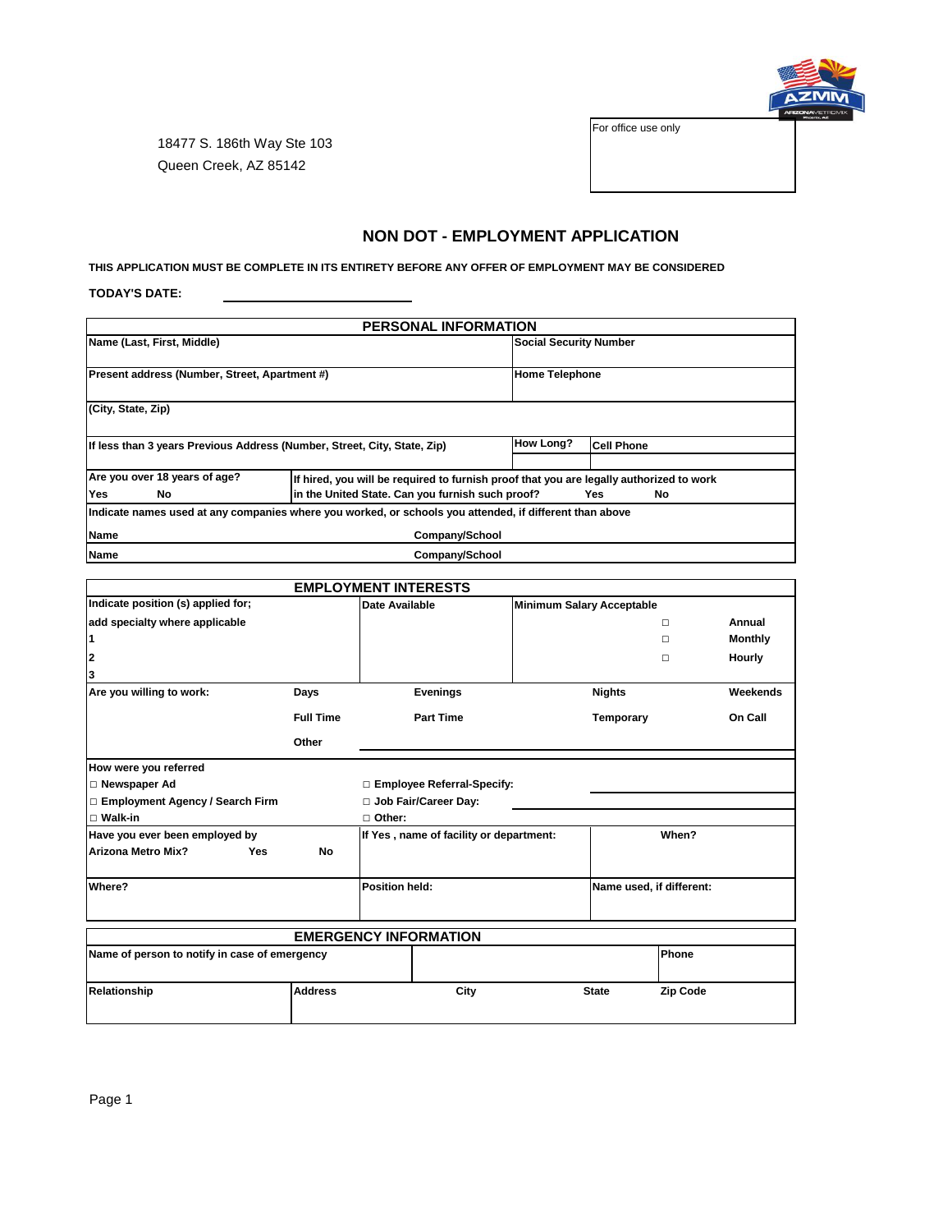18477 S. 186th Way Ste 103
Queen Creek, AZ 85142

For office use only

# NON DOT - EMPLOYMENT APPLICATION

**THIS APPLICATION MUST BE COMPLETE IN ITS ENTIRETY BEFORE ANY OFFER OF EMPLOYMENT MAY BE CONSIDERED**

**TODAY'S DATE:** ____________________

## PERSONAL INFORMATION

| | | | |
|---|---|---|---|
| **Name (Last, First, Middle)** | | **Social Security Number** | |
| **Present address (Number, Street, Apartment #)** | | **Home Telephone** | |
| **(City, State, Zip)** | | | |
| **If less than 3 years Previous Address (Number, Street, City, State, Zip)** | | **How Long?** | **Cell Phone** |
| **Are you over 18 years of age?** Yes No | **If hired, you will be required to furnish proof that you are legally authorized to work in the United State. Can you furnish such proof?** Yes No | | |
| **Indicate names used at any companies where you worked, or schools you attended, if different than above** | | | |
| **Name** | **Company/School** | | |
| **Name** | **Company/School** | | |

## EMPLOYMENT INTERESTS

| | | | | |
|---|---|---|---|---|
| **Indicate position (s) applied for; add specialty where applicable** 1 2 3 | | **Date Available** | **Minimum Salary Acceptable** ☐ **Annual** ☐ **Monthly** ☐ **Hourly** | |
| **Are you willing to work:** | **Days** | **Evenings** | **Nights** | **Weekends** |
| | **Full Time** | **Part Time** | **Temporary** | **On Call** |
| | **Other** | | | |
| **How were you referred** | | | | |
| ☐ **Newspaper Ad** | | ☐ **Employee Referral-Specify:** | | |
| ☐ **Employment Agency / Search Firm** | | ☐ **Job Fair/Career Day:** | | |
| ☐ **Walk-in** | | ☐ **Other:** | | |
| **Have you ever been employed by Arizona Metro Mix?** Yes No | | **If Yes , name of facility or department:** | **When?** | |
| **Where?** | | **Position held:** | **Name used, if different:** | |

## EMERGENCY INFORMATION

| | | | | |
|---|---|---|---|---|
| **Name of person to notify in case of emergency** | | | **Phone** | |
| **Relationship** | **Address** | **City** | **State** | **Zip Code** |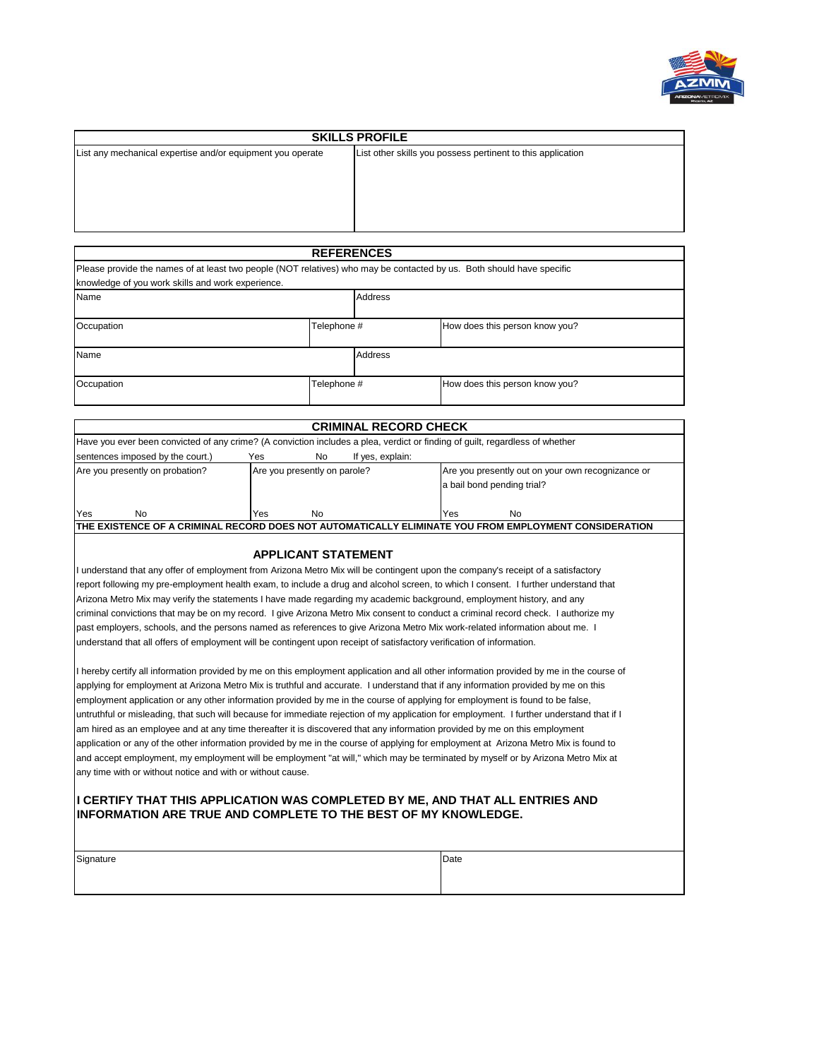## SKILLS PROFILE

| List any mechanical expertise and/or equipment you operate | List other skills you possess pertinent to this application |
|---|---|
| | |

## REFERENCES

Please provide the names of at least two people (NOT relatives) who may be contacted by us. Both should have specific knowledge of you work skills and work experience.

| Name | | Address |
|---|---|---|
| Occupation | Telephone # | How does this person know you? |
| Name | | Address |
| Occupation | Telephone # | How does this person know you? |

## CRIMINAL RECORD CHECK

Have you ever been convicted of any crime? (A conviction includes a plea, verdict or finding of guilt, regardless of whether sentences imposed by the court.) Yes No If yes, explain:

| Are you presently on probation? | Are you presently on parole? | Are you presently out on your own recognizance or a bail bond pending trial? |
|---|---|---|
| Yes No | Yes No | Yes No |

**THE EXISTENCE OF A CRIMINAL RECORD DOES NOT AUTOMATICALLY ELIMINATE YOU FROM EMPLOYMENT CONSIDERATION**

## APPLICANT STATEMENT

I understand that any offer of employment from Arizona Metro Mix will be contingent upon the company's receipt of a satisfactory report following my pre-employment health exam, to include a drug and alcohol screen, to which I consent. I further understand that Arizona Metro Mix may verify the statements I have made regarding my academic background, employment history, and any criminal convictions that may be on my record. I give Arizona Metro Mix consent to conduct a criminal record check. I authorize my past employers, schools, and the persons named as references to give Arizona Metro Mix work-related information about me. I understand that all offers of employment will be contingent upon receipt of satisfactory verification of information.

I hereby certify all information provided by me on this employment application and all other information provided by me in the course of applying for employment at Arizona Metro Mix is truthful and accurate. I understand that if any information provided by me on this employment application or any other information provided by me in the course of applying for employment is found to be false, untruthful or misleading, that such will because for immediate rejection of my application for employment. I further understand that if I am hired as an employee and at any time thereafter it is discovered that any information provided by me on this employment application or any of the other information provided by me in the course of applying for employment at Arizona Metro Mix is found to and accept employment, my employment will be employment "at will," which may be terminated by myself or by Arizona Metro Mix at any time with or without notice and with or without cause.

**I CERTIFY THAT THIS APPLICATION WAS COMPLETED BY ME, AND THAT ALL ENTRIES AND INFORMATION ARE TRUE AND COMPLETE TO THE BEST OF MY KNOWLEDGE.**

| Signature | Date |
|---|---|
| | |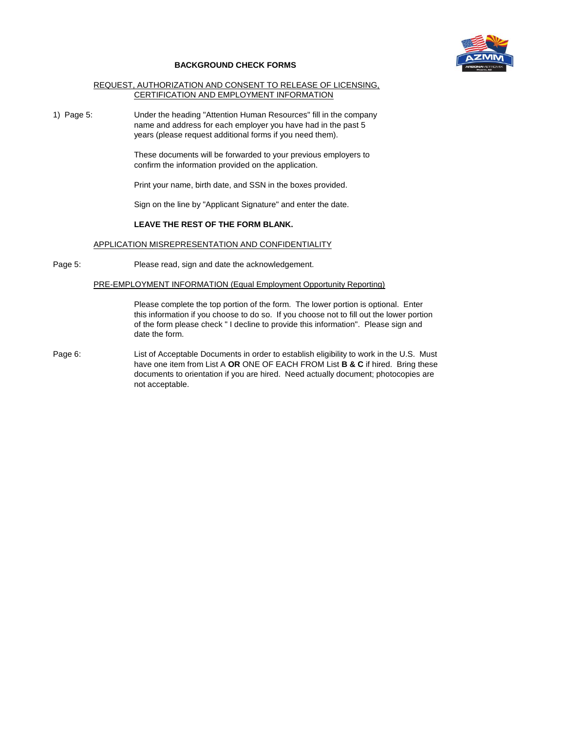**BACKGROUND CHECK FORMS**

REQUEST, AUTHORIZATION AND CONSENT TO RELEASE OF LICENSING, CERTIFICATION AND EMPLOYMENT INFORMATION

1) Page 5: Under the heading "Attention Human Resources" fill in the company name and address for each employer you have had in the past 5 years (please request additional forms if you need them).

These documents will be forwarded to your previous employers to confirm the information provided on the application.

Print your name, birth date, and SSN in the boxes provided.

Sign on the line by "Applicant Signature" and enter the date.

**LEAVE THE REST OF THE FORM BLANK.**

APPLICATION MISREPRESENTATION AND CONFIDENTIALITY

Page 5: Please read, sign and date the acknowledgement.

PRE-EMPLOYMENT INFORMATION (Equal Employment Opportunity Reporting)

Please complete the top portion of the form. The lower portion is optional. Enter this information if you choose to do so. If you choose not to fill out the lower portion of the form please check " I decline to provide this information". Please sign and date the form.

Page 6: List of Acceptable Documents in order to establish eligibility to work in the U.S. Must have one item from List A **OR** ONE OF EACH FROM List **B & C** if hired. Bring these documents to orientation if you are hired. Need actually document; photocopies are not acceptable.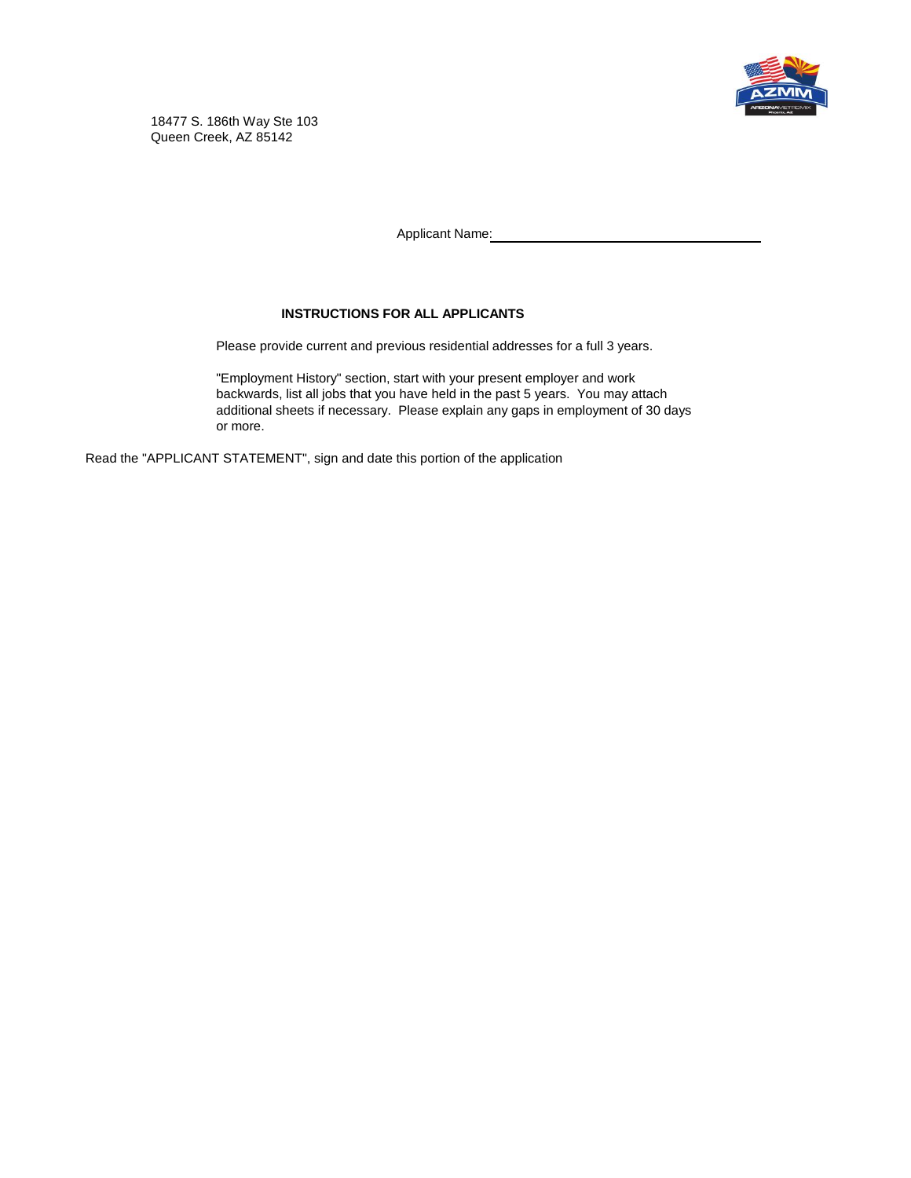18477 S. 186th Way Ste 103
Queen Creek, AZ 85142

Applicant Name: ________________________________

**INSTRUCTIONS FOR ALL APPLICANTS**

Please provide current and previous residential addresses for a full 3 years.

"Employment History" section, start with your present employer and work backwards, list all jobs that you have held in the past 5 years. You may attach additional sheets if necessary. Please explain any gaps in employment of 30 days or more.

Read the "APPLICANT STATEMENT", sign and date this portion of the application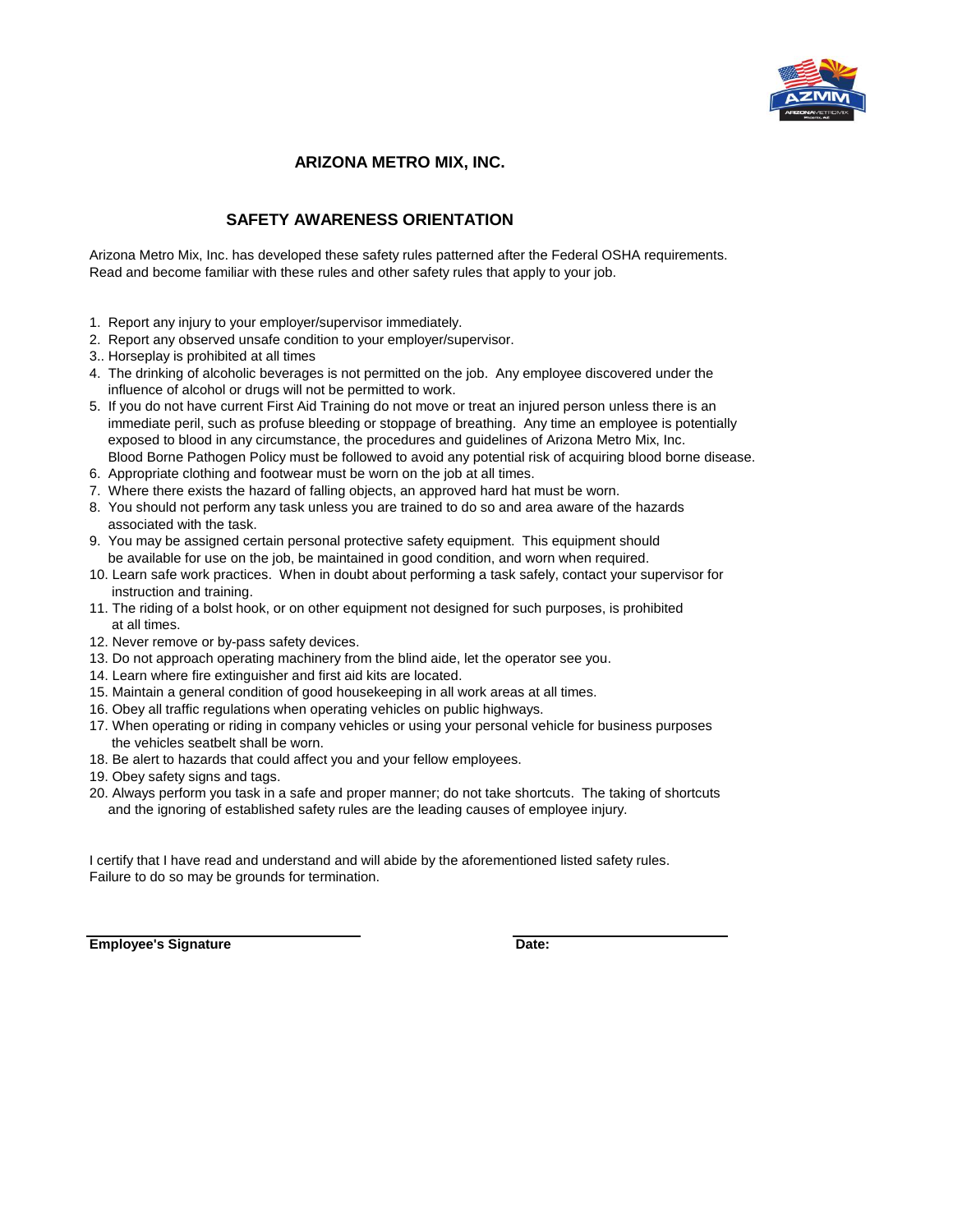# ARIZONA METRO MIX, INC.

## SAFETY AWARENESS ORIENTATION

Arizona Metro Mix, Inc. has developed these safety rules patterned after the Federal OSHA requirements. Read and become familiar with these rules and other safety rules that apply to your job.

1. Report any injury to your employer/supervisor immediately.
2. Report any observed unsafe condition to your employer/supervisor.
3.. Horseplay is prohibited at all times
4. The drinking of alcoholic beverages is not permitted on the job. Any employee discovered under the influence of alcohol or drugs will not be permitted to work.
5. If you do not have current First Aid Training do not move or treat an injured person unless there is an immediate peril, such as profuse bleeding or stoppage of breathing. Any time an employee is potentially exposed to blood in any circumstance, the procedures and guidelines of Arizona Metro Mix, Inc. Blood Borne Pathogen Policy must be followed to avoid any potential risk of acquiring blood borne disease.
6. Appropriate clothing and footwear must be worn on the job at all times.
7. Where there exists the hazard of falling objects, an approved hard hat must be worn.
8. You should not perform any task unless you are trained to do so and area aware of the hazards associated with the task.
9. You may be assigned certain personal protective safety equipment. This equipment should be available for use on the job, be maintained in good condition, and worn when required.
10. Learn safe work practices. When in doubt about performing a task safely, contact your supervisor for instruction and training.
11. The riding of a bolst hook, or on other equipment not designed for such purposes, is prohibited at all times.
12. Never remove or by-pass safety devices.
13. Do not approach operating machinery from the blind aide, let the operator see you.
14. Learn where fire extinguisher and first aid kits are located.
15. Maintain a general condition of good housekeeping in all work areas at all times.
16. Obey all traffic regulations when operating vehicles on public highways.
17. When operating or riding in company vehicles or using your personal vehicle for business purposes the vehicles seatbelt shall be worn.
18. Be alert to hazards that could affect you and your fellow employees.
19. Obey safety signs and tags.
20. Always perform you task in a safe and proper manner; do not take shortcuts. The taking of shortcuts and the ignoring of established safety rules are the leading causes of employee injury.

I certify that I have read and understand and will abide by the aforementioned listed safety rules. Failure to do so may be grounds for termination.

**Employee's Signature** ______________________ **Date:** ______________________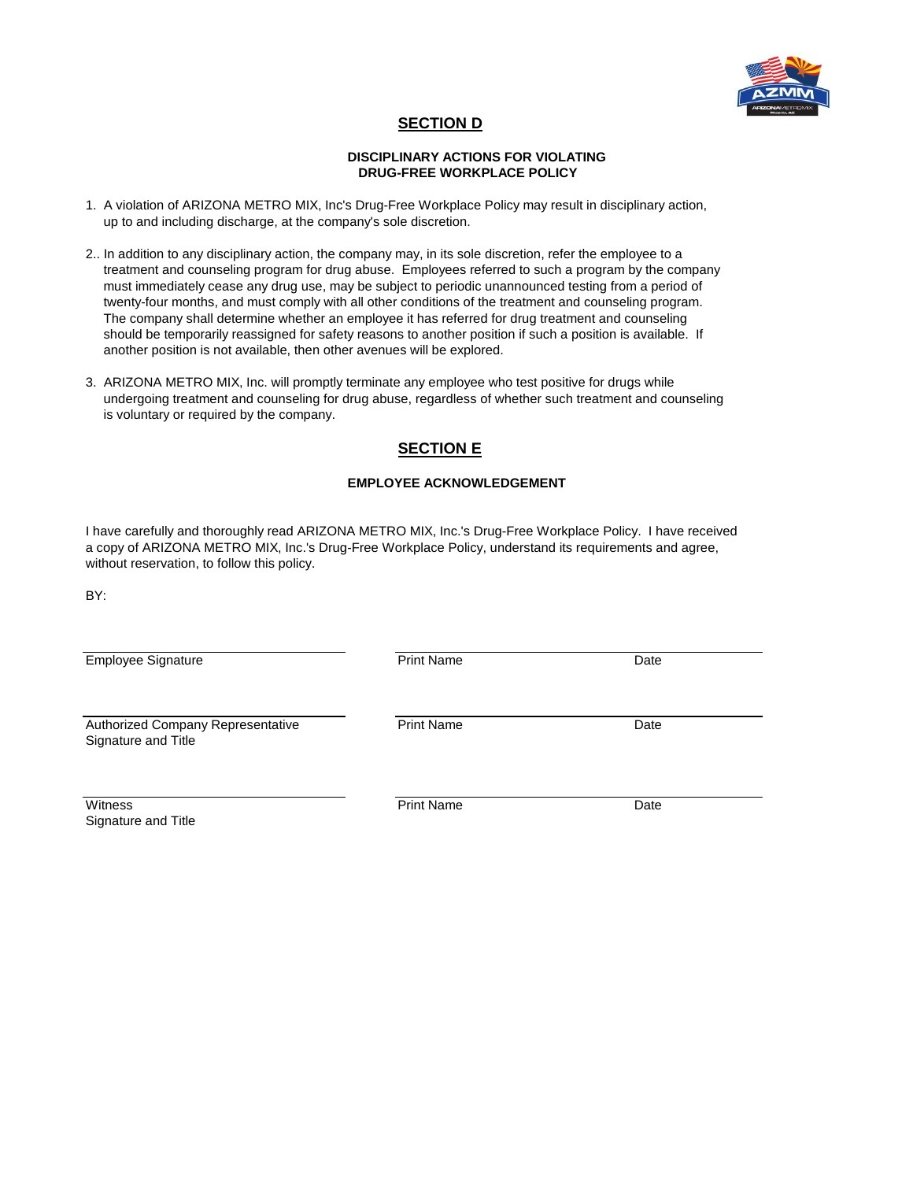## SECTION D

### DISCIPLINARY ACTIONS FOR VIOLATING DRUG-FREE WORKPLACE POLICY

1. A violation of ARIZONA METRO MIX, Inc's Drug-Free Workplace Policy may result in disciplinary action, up to and including discharge, at the company's sole discretion.

2.. In addition to any disciplinary action, the company may, in its sole discretion, refer the employee to a treatment and counseling program for drug abuse. Employees referred to such a program by the company must immediately cease any drug use, may be subject to periodic unannounced testing from a period of twenty-four months, and must comply with all other conditions of the treatment and counseling program. The company shall determine whether an employee it has referred for drug treatment and counseling should be temporarily reassigned for safety reasons to another position if such a position is available. If another position is not available, then other avenues will be explored.

3. ARIZONA METRO MIX, Inc. will promptly terminate any employee who test positive for drugs while undergoing treatment and counseling for drug abuse, regardless of whether such treatment and counseling is voluntary or required by the company.

## SECTION E

### EMPLOYEE ACKNOWLEDGEMENT

I have carefully and thoroughly read ARIZONA METRO MIX, Inc.'s Drug-Free Workplace Policy. I have received a copy of ARIZONA METRO MIX, Inc.'s Drug-Free Workplace Policy, understand its requirements and agree, without reservation, to follow this policy.

BY:

| | | |
|---|---|---|
| Employee Signature | Print Name | Date |
| Authorized Company Representative Signature and Title | Print Name | Date |
| Witness Signature and Title | Print Name | Date |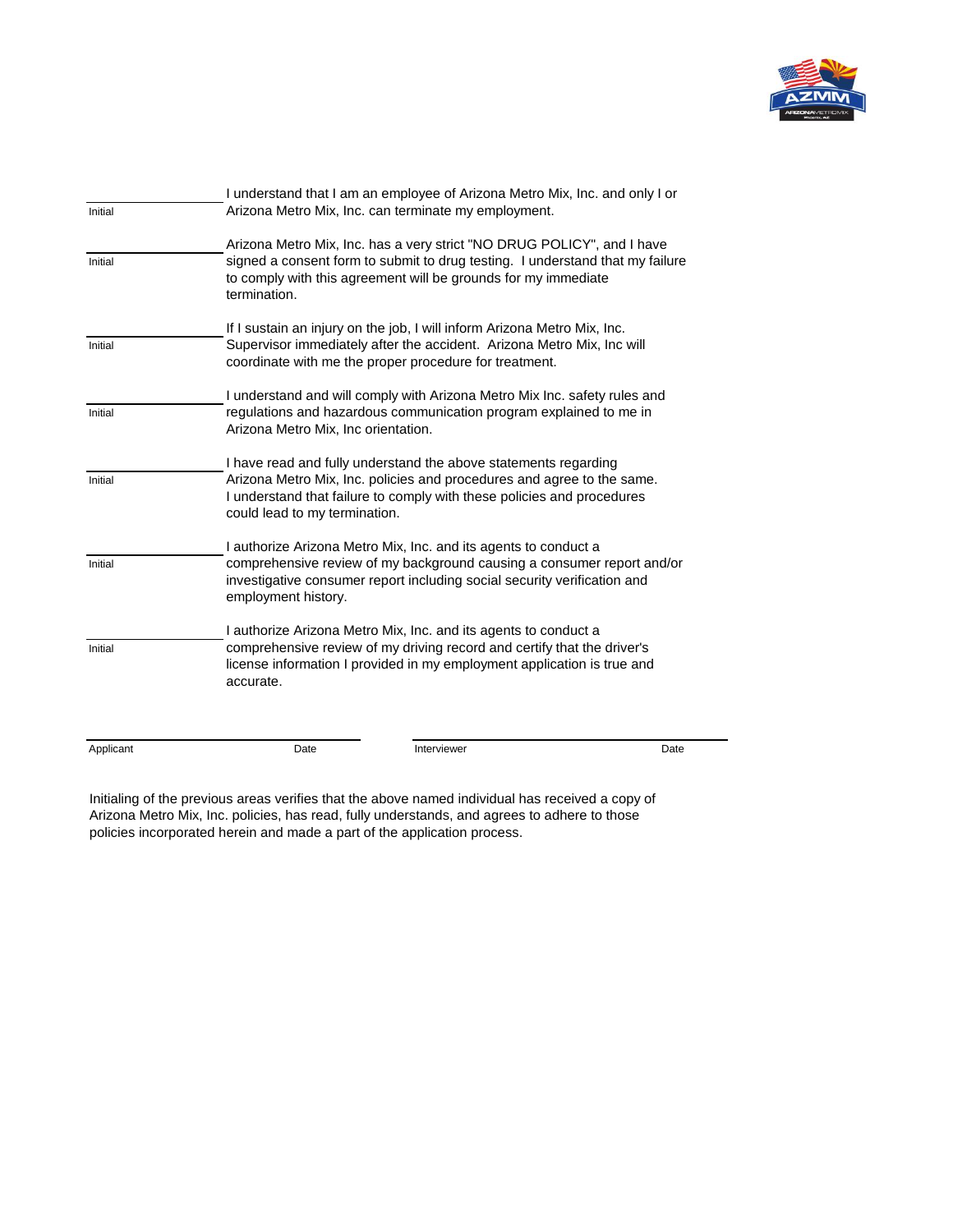| | |
|---|---|
| Initial | I understand that I am an employee of Arizona Metro Mix, Inc. and only I or Arizona Metro Mix, Inc. can terminate my employment. |
| Initial | Arizona Metro Mix, Inc. has a very strict "NO DRUG POLICY", and I have signed a consent form to submit to drug testing. I understand that my failure to comply with this agreement will be grounds for my immediate termination. |
| Initial | If I sustain an injury on the job, I will inform Arizona Metro Mix, Inc. Supervisor immediately after the accident. Arizona Metro Mix, Inc will coordinate with me the proper procedure for treatment. |
| Initial | I understand and will comply with Arizona Metro Mix Inc. safety rules and regulations and hazardous communication program explained to me in Arizona Metro Mix, Inc orientation. |
| Initial | I have read and fully understand the above statements regarding Arizona Metro Mix, Inc. policies and procedures and agree to the same. I understand that failure to comply with these policies and procedures could lead to my termination. |
| Initial | I authorize Arizona Metro Mix, Inc. and its agents to conduct a comprehensive review of my background causing a consumer report and/or investigative consumer report including social security verification and employment history. |
| Initial | I authorize Arizona Metro Mix, Inc. and its agents to conduct a comprehensive review of my driving record and certify that the driver's license information I provided in my employment application is true and accurate. |

Applicant ______________ Date ______________    Interviewer ______________ Date ______________

Initialing of the previous areas verifies that the above named individual has received a copy of Arizona Metro Mix, Inc. policies, has read, fully understands, and agrees to adhere to those policies incorporated herein and made a part of the application process.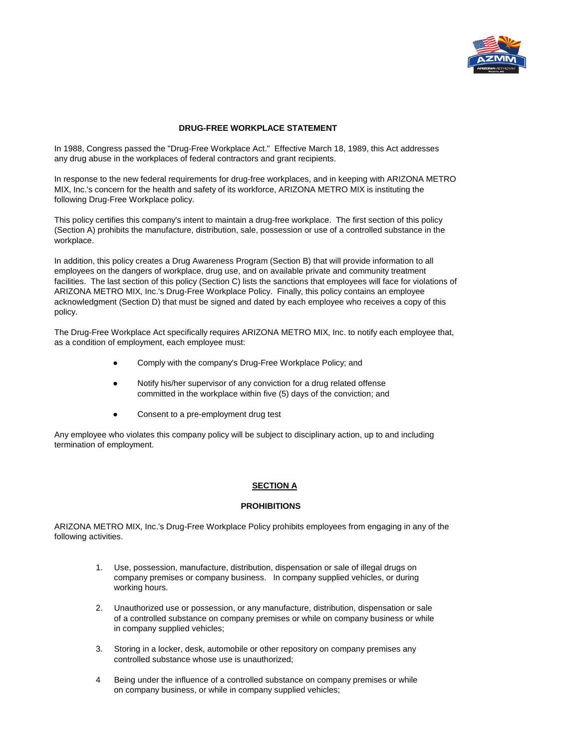## DRUG-FREE WORKPLACE STATEMENT

In 1988, Congress passed the "Drug-Free Workplace Act." Effective March 18, 1989, this Act addresses any drug abuse in the workplaces of federal contractors and grant recipients.

In response to the new federal requirements for drug-free workplaces, and in keeping with ARIZONA METRO MIX, Inc.'s concern for the health and safety of its workforce, ARIZONA METRO MIX is instituting the following Drug-Free Workplace policy.

This policy certifies this company's intent to maintain a drug-free workplace. The first section of this policy (Section A) prohibits the manufacture, distribution, sale, possession or use of a controlled substance in the workplace.

In addition, this policy creates a Drug Awareness Program (Section B) that will provide information to all employees on the dangers of workplace, drug use, and on available private and community treatment facilities. The last section of this policy (Section C) lists the sanctions that employees will face for violations of ARIZONA METRO MIX, Inc.'s Drug-Free Workplace Policy. Finally, this policy contains an employee acknowledgment (Section D) that must be signed and dated by each employee who receives a copy of this policy.

The Drug-Free Workplace Act specifically requires ARIZONA METRO MIX, Inc. to notify each employee that, as a condition of employment, each employee must:

- Comply with the company's Drug-Free Workplace Policy; and
- Notify his/her supervisor of any conviction for a drug related offense committed in the workplace within five (5) days of the conviction; and
- Consent to a pre-employment drug test

Any employee who violates this company policy will be subject to disciplinary action, up to and including termination of employment.

## SECTION A

### PROHIBITIONS

ARIZONA METRO MIX, Inc.'s Drug-Free Workplace Policy prohibits employees from engaging in any of the following activities.

1. Use, possession, manufacture, distribution, dispensation or sale of illegal drugs on company premises or company business. In company supplied vehicles, or during working hours.
2. Unauthorized use or possession, or any manufacture, distribution, dispensation or sale of a controlled substance on company premises or while on company business or while in company supplied vehicles;
3. Storing in a locker, desk, automobile or other repository on company premises any controlled substance whose use is unauthorized;
4. Being under the influence of a controlled substance on company premises or while on company business, or while in company supplied vehicles;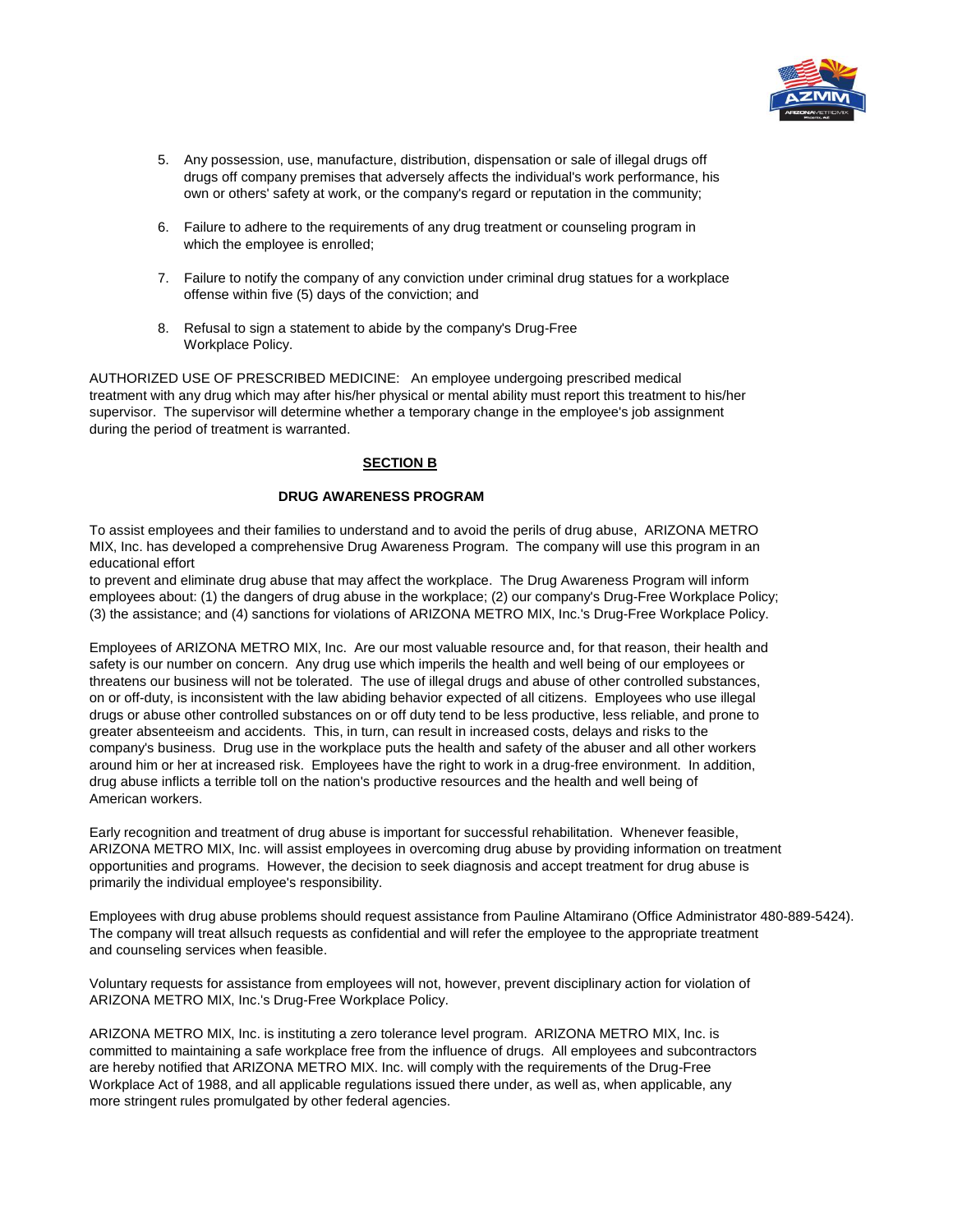5. Any possession, use, manufacture, distribution, dispensation or sale of illegal drugs off drugs off company premises that adversely affects the individual's work performance, his own or others' safety at work, or the company's regard or reputation in the community;

6. Failure to adhere to the requirements of any drug treatment or counseling program in which the employee is enrolled;

7. Failure to notify the company of any conviction under criminal drug statues for a workplace offense within five (5) days of the conviction; and

8. Refusal to sign a statement to abide by the company's Drug-Free Workplace Policy.

AUTHORIZED USE OF PRESCRIBED MEDICINE: An employee undergoing prescribed medical treatment with any drug which may after his/her physical or mental ability must report this treatment to his/her supervisor. The supervisor will determine whether a temporary change in the employee's job assignment during the period of treatment is warranted.

## SECTION B

### DRUG AWARENESS PROGRAM

To assist employees and their families to understand and to avoid the perils of drug abuse, ARIZONA METRO MIX, Inc. has developed a comprehensive Drug Awareness Program. The company will use this program in an educational effort
to prevent and eliminate drug abuse that may affect the workplace. The Drug Awareness Program will inform employees about: (1) the dangers of drug abuse in the workplace; (2) our company's Drug-Free Workplace Policy; (3) the assistance; and (4) sanctions for violations of ARIZONA METRO MIX, Inc.'s Drug-Free Workplace Policy.

Employees of ARIZONA METRO MIX, Inc. Are our most valuable resource and, for that reason, their health and safety is our number on concern. Any drug use which imperils the health and well being of our employees or threatens our business will not be tolerated. The use of illegal drugs and abuse of other controlled substances, on or off-duty, is inconsistent with the law abiding behavior expected of all citizens. Employees who use illegal drugs or abuse other controlled substances on or off duty tend to be less productive, less reliable, and prone to greater absenteeism and accidents. This, in turn, can result in increased costs, delays and risks to the company's business. Drug use in the workplace puts the health and safety of the abuser and all other workers around him or her at increased risk. Employees have the right to work in a drug-free environment. In addition, drug abuse inflicts a terrible toll on the nation's productive resources and the health and well being of American workers.

Early recognition and treatment of drug abuse is important for successful rehabilitation. Whenever feasible, ARIZONA METRO MIX, Inc. will assist employees in overcoming drug abuse by providing information on treatment opportunities and programs. However, the decision to seek diagnosis and accept treatment for drug abuse is primarily the individual employee's responsibility.

Employees with drug abuse problems should request assistance from Pauline Altamirano (Office Administrator 480-889-5424). The company will treat allsuch requests as confidential and will refer the employee to the appropriate treatment and counseling services when feasible.

Voluntary requests for assistance from employees will not, however, prevent disciplinary action for violation of ARIZONA METRO MIX, Inc.'s Drug-Free Workplace Policy.

ARIZONA METRO MIX, Inc. is instituting a zero tolerance level program. ARIZONA METRO MIX, Inc. is committed to maintaining a safe workplace free from the influence of drugs. All employees and subcontractors are hereby notified that ARIZONA METRO MIX. Inc. will comply with the requirements of the Drug-Free Workplace Act of 1988, and all applicable regulations issued there under, as well as, when applicable, any more stringent rules promulgated by other federal agencies.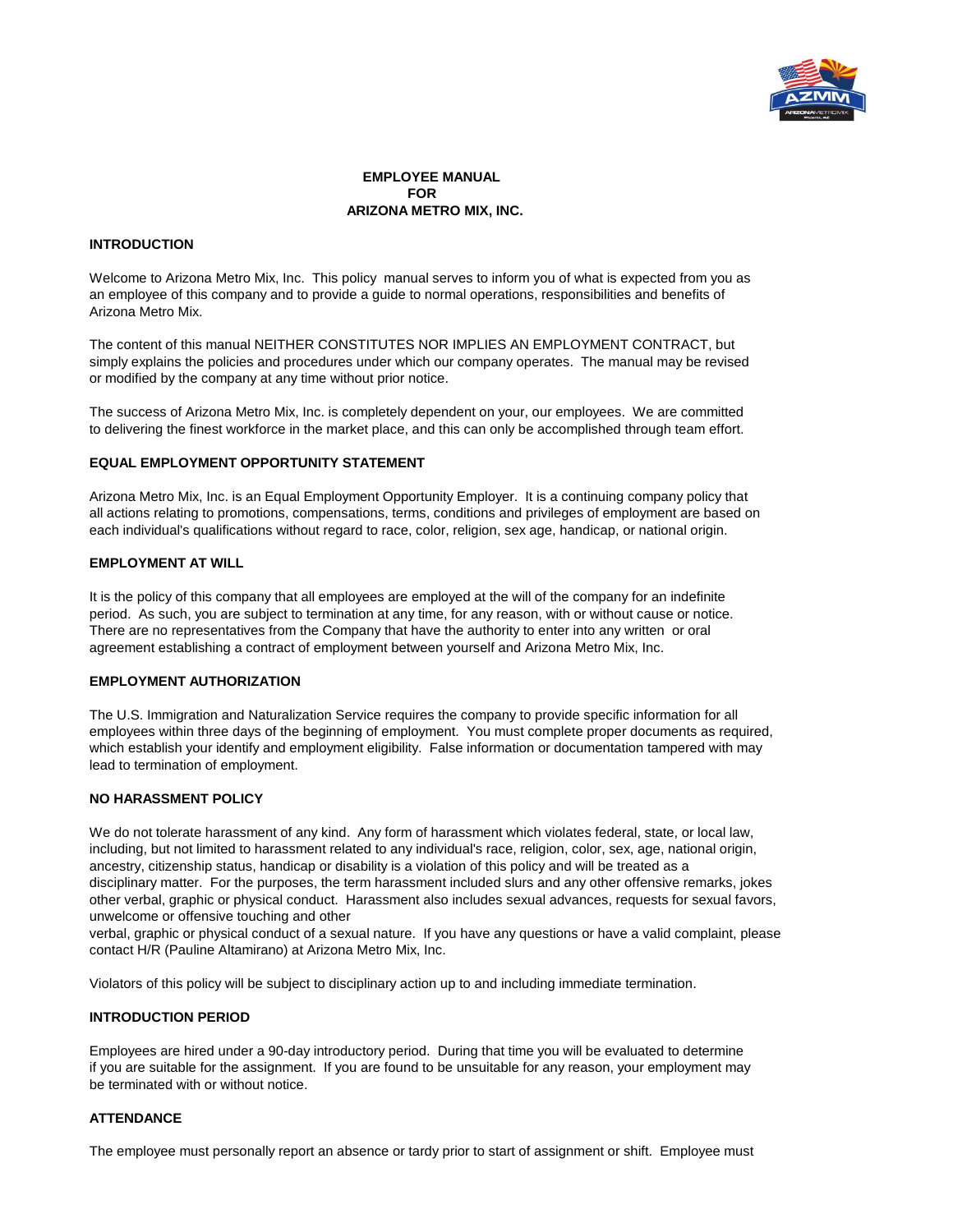# EMPLOYEE MANUAL
# FOR
# ARIZONA METRO MIX, INC.

## INTRODUCTION

Welcome to Arizona Metro Mix, Inc. This policy manual serves to inform you of what is expected from you as an employee of this company and to provide a guide to normal operations, responsibilities and benefits of Arizona Metro Mix.

The content of this manual NEITHER CONSTITUTES NOR IMPLIES AN EMPLOYMENT CONTRACT, but simply explains the policies and procedures under which our company operates. The manual may be revised or modified by the company at any time without prior notice.

The success of Arizona Metro Mix, Inc. is completely dependent on your, our employees. We are committed to delivering the finest workforce in the market place, and this can only be accomplished through team effort.

## EQUAL EMPLOYMENT OPPORTUNITY STATEMENT

Arizona Metro Mix, Inc. is an Equal Employment Opportunity Employer. It is a continuing company policy that all actions relating to promotions, compensations, terms, conditions and privileges of employment are based on each individual's qualifications without regard to race, color, religion, sex age, handicap, or national origin.

## EMPLOYMENT AT WILL

It is the policy of this company that all employees are employed at the will of the company for an indefinite period. As such, you are subject to termination at any time, for any reason, with or without cause or notice. There are no representatives from the Company that have the authority to enter into any written or oral agreement establishing a contract of employment between yourself and Arizona Metro Mix, Inc.

## EMPLOYMENT AUTHORIZATION

The U.S. Immigration and Naturalization Service requires the company to provide specific information for all employees within three days of the beginning of employment. You must complete proper documents as required, which establish your identify and employment eligibility. False information or documentation tampered with may lead to termination of employment.

## NO HARASSMENT POLICY

We do not tolerate harassment of any kind. Any form of harassment which violates federal, state, or local law, including, but not limited to harassment related to any individual's race, religion, color, sex, age, national origin, ancestry, citizenship status, handicap or disability is a violation of this policy and will be treated as a disciplinary matter. For the purposes, the term harassment included slurs and any other offensive remarks, jokes other verbal, graphic or physical conduct. Harassment also includes sexual advances, requests for sexual favors, unwelcome or offensive touching and other verbal, graphic or physical conduct of a sexual nature. If you have any questions or have a valid complaint, please contact H/R (Pauline Altamirano) at Arizona Metro Mix, Inc.

Violators of this policy will be subject to disciplinary action up to and including immediate termination.

## INTRODUCTION PERIOD

Employees are hired under a 90-day introductory period. During that time you will be evaluated to determine if you are suitable for the assignment. If you are found to be unsuitable for any reason, your employment may be terminated with or without notice.

## ATTENDANCE

The employee must personally report an absence or tardy prior to start of assignment or shift. Employee must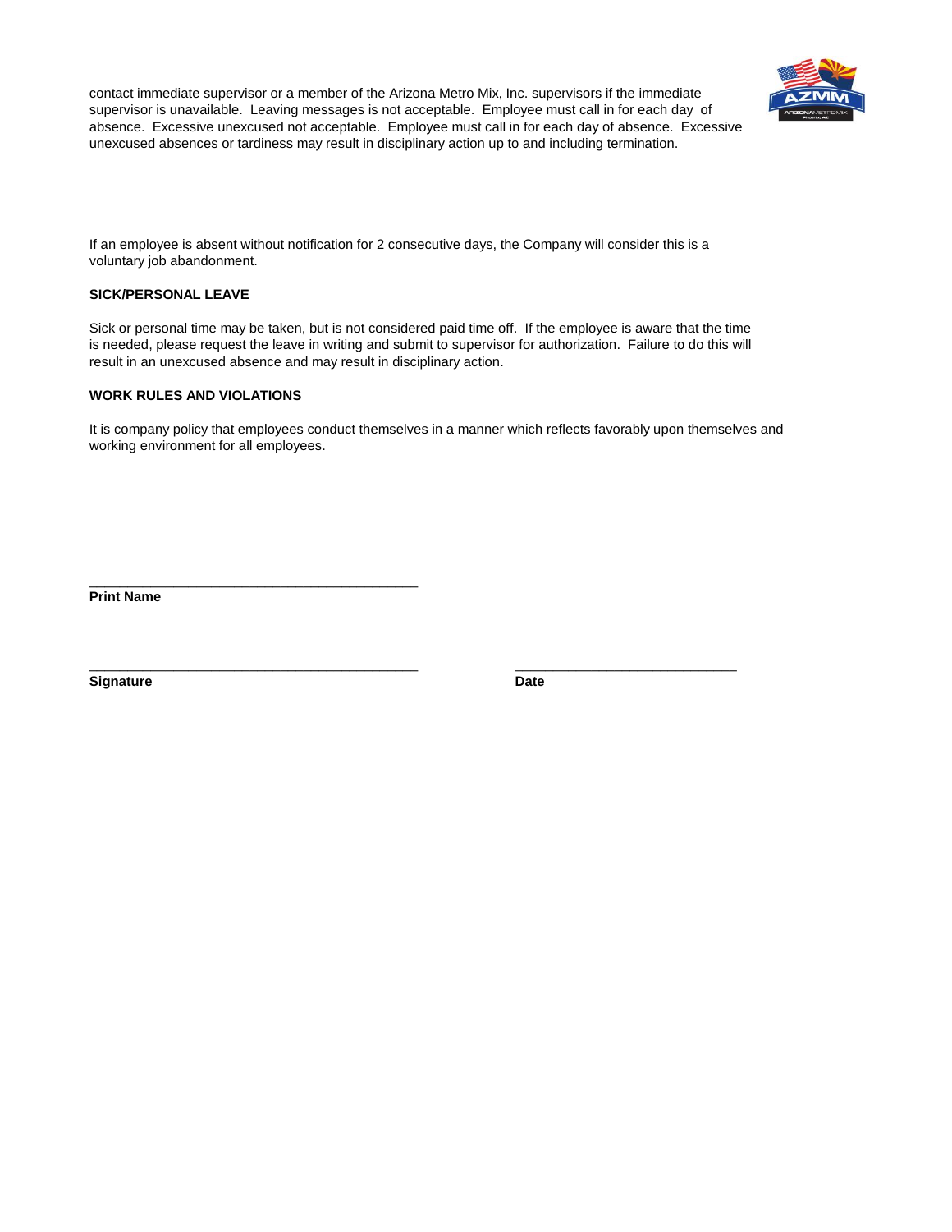contact immediate supervisor or a member of the Arizona Metro Mix, Inc. supervisors if the immediate supervisor is unavailable. Leaving messages is not acceptable. Employee must call in for each day of absence. Excessive unexcused not acceptable. Employee must call in for each day of absence. Excessive unexcused absences or tardiness may result in disciplinary action up to and including termination.

If an employee is absent without notification for 2 consecutive days, the Company will consider this is a voluntary job abandonment.

**SICK/PERSONAL LEAVE**

Sick or personal time may be taken, but is not considered paid time off. If the employee is aware that the time is needed, please request the leave in writing and submit to supervisor for authorization. Failure to do this will result in an unexcused absence and may result in disciplinary action.

**WORK RULES AND VIOLATIONS**

It is company policy that employees conduct themselves in a manner which reflects favorably upon themselves and working environment for all employees.

______________________________________________

**Print Name**

______________________________________________ ______________________________

**Signature** **Date**